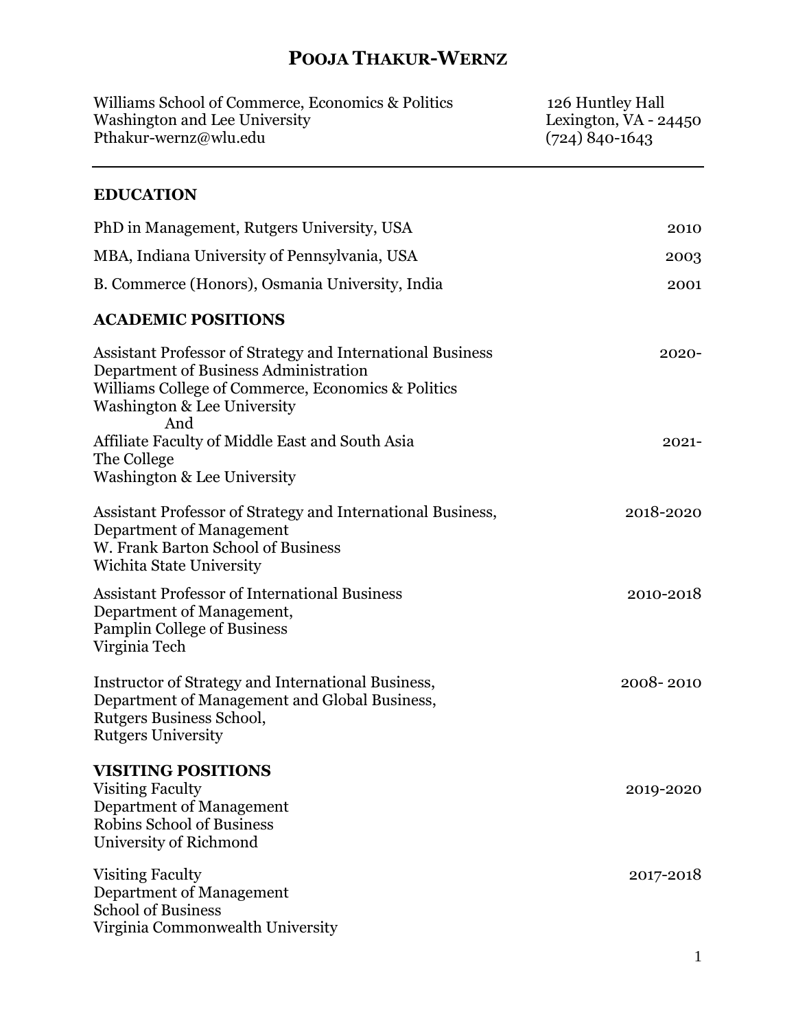# Pooja Thakur-Wernz

Williams School of Commerce, Economics & Politics
Washington and Lee University
Pthakur-wernz@wlu.edu

126 Huntley Hall
Lexington, VA - 24450
(724) 840-1643

---

## EDUCATION

PhD in Management, Rutgers University, USA — 2010

MBA, Indiana University of Pennsylvania, USA — 2003

B. Commerce (Honors), Osmania University, India — 2001

## ACADEMIC POSITIONS

Assistant Professor of Strategy and International Business — 2020-
Department of Business Administration
Williams College of Commerce, Economics & Politics
Washington & Lee University
And
Affiliate Faculty of Middle East and South Asia — 2021-
The College
Washington & Lee University

Assistant Professor of Strategy and International Business, — 2018-2020
Department of Management
W. Frank Barton School of Business
Wichita State University

Assistant Professor of International Business — 2010-2018
Department of Management,
Pamplin College of Business
Virginia Tech

Instructor of Strategy and International Business, — 2008- 2010
Department of Management and Global Business,
Rutgers Business School,
Rutgers University

## VISITING POSITIONS

Visiting Faculty — 2019-2020
Department of Management
Robins School of Business
University of Richmond

Visiting Faculty — 2017-2018
Department of Management
School of Business
Virginia Commonwealth University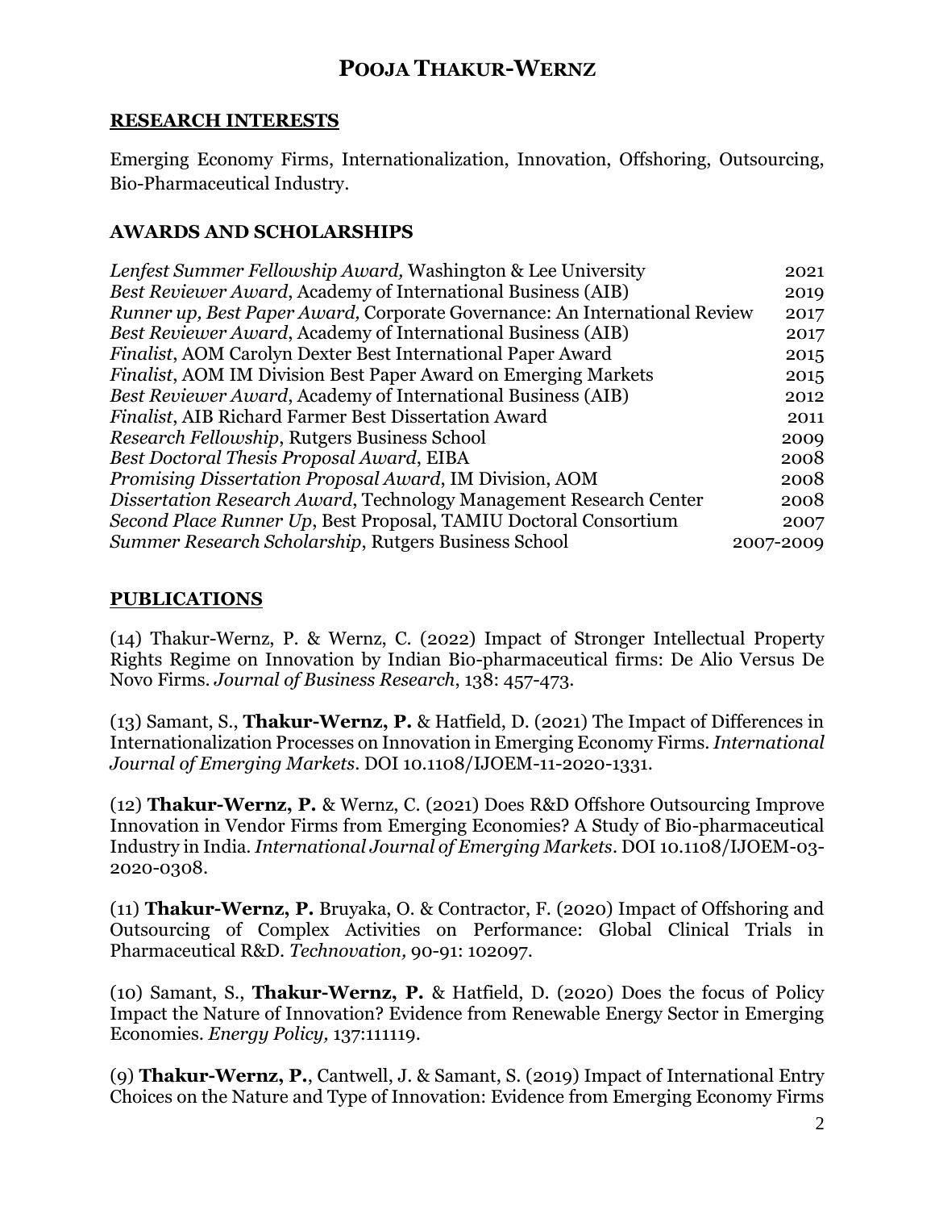# POOJA THAKUR-WERNZ

## RESEARCH INTERESTS

Emerging Economy Firms, Internationalization, Innovation, Offshoring, Outsourcing, Bio-Pharmaceutical Industry.

## AWARDS AND SCHOLARSHIPS

| | |
|---|---|
| *Lenfest Summer Fellowship Award,* Washington & Lee University | 2021 |
| *Best Reviewer Award*, Academy of International Business (AIB) | 2019 |
| *Runner up, Best Paper Award,* Corporate Governance: An International Review | 2017 |
| *Best Reviewer Award*, Academy of International Business (AIB) | 2017 |
| *Finalist*, AOM Carolyn Dexter Best International Paper Award | 2015 |
| *Finalist*, AOM IM Division Best Paper Award on Emerging Markets | 2015 |
| *Best Reviewer Award*, Academy of International Business (AIB) | 2012 |
| *Finalist*, AIB Richard Farmer Best Dissertation Award | 2011 |
| *Research Fellowship*, Rutgers Business School | 2009 |
| *Best Doctoral Thesis Proposal Award*, EIBA | 2008 |
| *Promising Dissertation Proposal Award*, IM Division, AOM | 2008 |
| *Dissertation Research Award*, Technology Management Research Center | 2008 |
| *Second Place Runner Up*, Best Proposal, TAMIU Doctoral Consortium | 2007 |
| *Summer Research Scholarship*, Rutgers Business School | 2007-2009 |

## PUBLICATIONS

(14) Thakur-Wernz, P. & Wernz, C. (2022) Impact of Stronger Intellectual Property Rights Regime on Innovation by Indian Bio-pharmaceutical firms: De Alio Versus De Novo Firms. *Journal of Business Research*, 138: 457-473.

(13) Samant, S., **Thakur-Wernz, P.** & Hatfield, D. (2021) The Impact of Differences in Internationalization Processes on Innovation in Emerging Economy Firms. *International Journal of Emerging Markets*. DOI 10.1108/IJOEM-11-2020-1331.

(12) **Thakur-Wernz, P.** & Wernz, C. (2021) Does R&D Offshore Outsourcing Improve Innovation in Vendor Firms from Emerging Economies? A Study of Bio-pharmaceutical Industry in India. *International Journal of Emerging Markets*. DOI 10.1108/IJOEM-03-2020-0308.

(11) **Thakur-Wernz, P.** Bruyaka, O. & Contractor, F. (2020) Impact of Offshoring and Outsourcing of Complex Activities on Performance: Global Clinical Trials in Pharmaceutical R&D. *Technovation,* 90-91: 102097.

(10) Samant, S., **Thakur-Wernz, P.** & Hatfield, D. (2020) Does the focus of Policy Impact the Nature of Innovation? Evidence from Renewable Energy Sector in Emerging Economies. *Energy Policy,* 137:111119.

(9) **Thakur-Wernz, P.**, Cantwell, J. & Samant, S. (2019) Impact of International Entry Choices on the Nature and Type of Innovation: Evidence from Emerging Economy Firms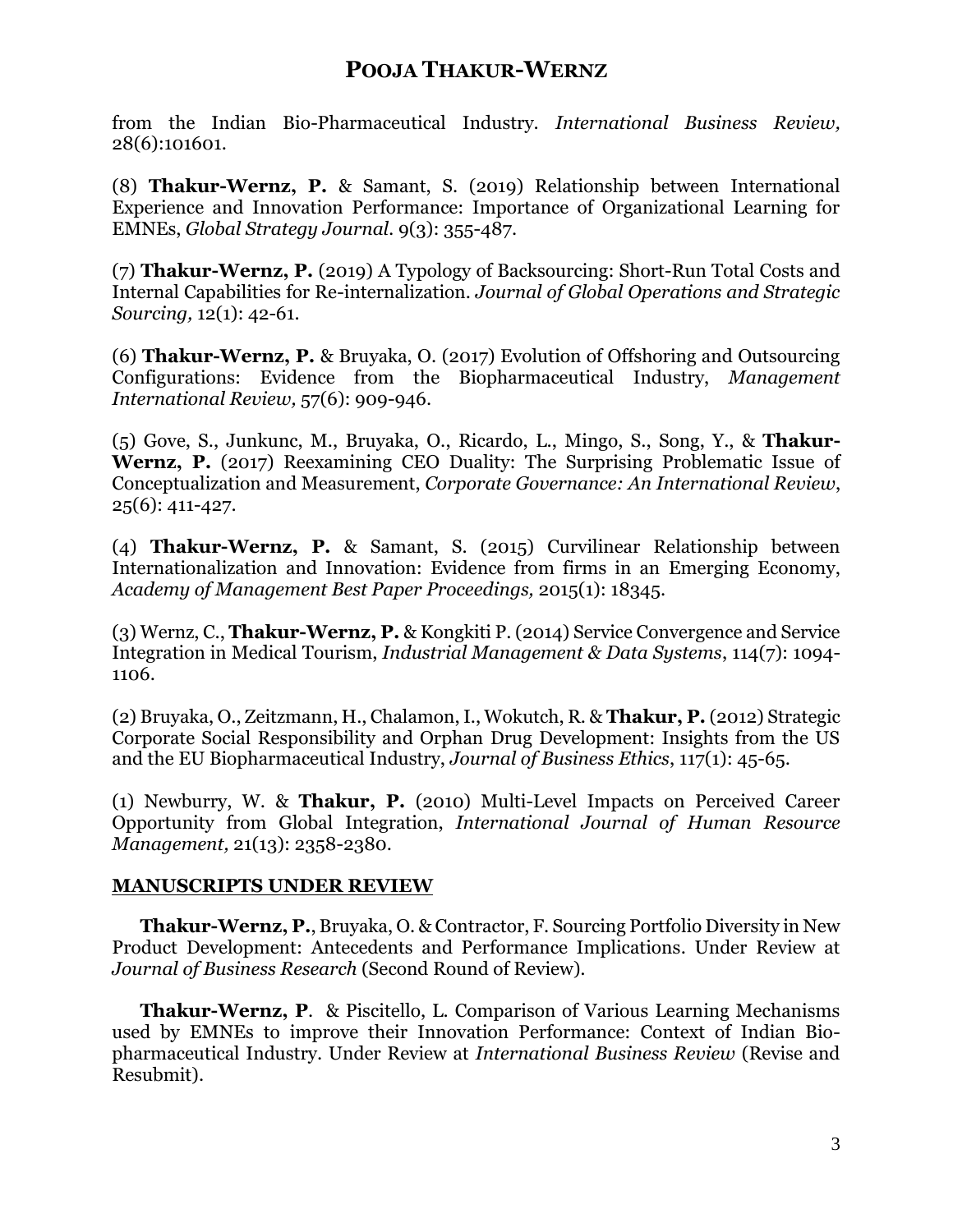from the Indian Bio-Pharmaceutical Industry. *International Business Review,* 28(6):101601.

(8) **Thakur-Wernz, P.** & Samant, S. (2019) Relationship between International Experience and Innovation Performance: Importance of Organizational Learning for EMNEs, *Global Strategy Journal*. 9(3): 355-487.

(7) **Thakur-Wernz, P.** (2019) A Typology of Backsourcing: Short-Run Total Costs and Internal Capabilities for Re-internalization. *Journal of Global Operations and Strategic Sourcing,* 12(1): 42-61.

(6) **Thakur-Wernz, P.** & Bruyaka, O. (2017) Evolution of Offshoring and Outsourcing Configurations: Evidence from the Biopharmaceutical Industry, *Management International Review,* 57(6): 909-946.

(5) Gove, S., Junkunc, M., Bruyaka, O., Ricardo, L., Mingo, S., Song, Y., & **Thakur-Wernz, P.** (2017) Reexamining CEO Duality: The Surprising Problematic Issue of Conceptualization and Measurement, *Corporate Governance: An International Review*, 25(6): 411-427.

(4) **Thakur-Wernz, P.** & Samant, S. (2015) Curvilinear Relationship between Internationalization and Innovation: Evidence from firms in an Emerging Economy, *Academy of Management Best Paper Proceedings,* 2015(1): 18345.

(3) Wernz, C., **Thakur-Wernz, P.** & Kongkiti P. (2014) Service Convergence and Service Integration in Medical Tourism, *Industrial Management & Data Systems*, 114(7): 1094-1106.

(2) Bruyaka, O., Zeitzmann, H., Chalamon, I., Wokutch, R. & **Thakur, P.** (2012) Strategic Corporate Social Responsibility and Orphan Drug Development: Insights from the US and the EU Biopharmaceutical Industry, *Journal of Business Ethics*, 117(1): 45-65.

(1) Newburry, W. & **Thakur, P.** (2010) Multi-Level Impacts on Perceived Career Opportunity from Global Integration, *International Journal of Human Resource Management,* 21(13): 2358-2380.

## MANUSCRIPTS UNDER REVIEW

**Thakur-Wernz, P.**, Bruyaka, O. & Contractor, F. Sourcing Portfolio Diversity in New Product Development: Antecedents and Performance Implications. Under Review at *Journal of Business Research* (Second Round of Review).

**Thakur-Wernz, P**. & Piscitello, L. Comparison of Various Learning Mechanisms used by EMNEs to improve their Innovation Performance: Context of Indian Bio-pharmaceutical Industry. Under Review at *International Business Review* (Revise and Resubmit).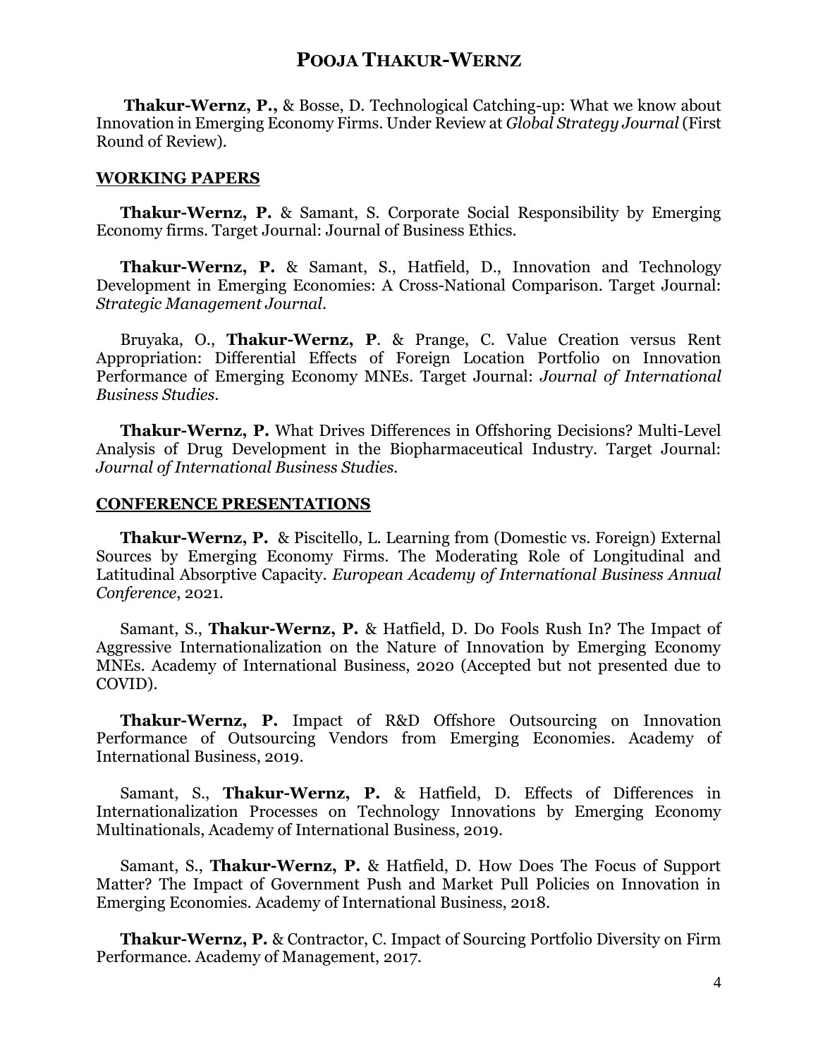**Thakur-Wernz, P.,** & Bosse, D. Technological Catching-up: What we know about Innovation in Emerging Economy Firms. Under Review at *Global Strategy Journal* (First Round of Review).

## WORKING PAPERS

**Thakur-Wernz, P.** & Samant, S. Corporate Social Responsibility by Emerging Economy firms. Target Journal: Journal of Business Ethics.

**Thakur-Wernz, P.** & Samant, S., Hatfield, D., Innovation and Technology Development in Emerging Economies: A Cross-National Comparison. Target Journal: *Strategic Management Journal.*

Bruyaka, O., **Thakur-Wernz, P**. & Prange, C. Value Creation versus Rent Appropriation: Differential Effects of Foreign Location Portfolio on Innovation Performance of Emerging Economy MNEs. Target Journal: *Journal of International Business Studies.*

**Thakur-Wernz, P.** What Drives Differences in Offshoring Decisions? Multi-Level Analysis of Drug Development in the Biopharmaceutical Industry. Target Journal: *Journal of International Business Studies.*

## CONFERENCE PRESENTATIONS

**Thakur-Wernz, P.** & Piscitello, L. Learning from (Domestic vs. Foreign) External Sources by Emerging Economy Firms. The Moderating Role of Longitudinal and Latitudinal Absorptive Capacity. *European Academy of International Business Annual Conference*, 2021.

Samant, S., **Thakur-Wernz, P.** & Hatfield, D. Do Fools Rush In? The Impact of Aggressive Internationalization on the Nature of Innovation by Emerging Economy MNEs. Academy of International Business, 2020 (Accepted but not presented due to COVID).

**Thakur-Wernz, P.** Impact of R&D Offshore Outsourcing on Innovation Performance of Outsourcing Vendors from Emerging Economies. Academy of International Business, 2019.

Samant, S., **Thakur-Wernz, P.** & Hatfield, D. Effects of Differences in Internationalization Processes on Technology Innovations by Emerging Economy Multinationals, Academy of International Business, 2019.

Samant, S., **Thakur-Wernz, P.** & Hatfield, D. How Does The Focus of Support Matter? The Impact of Government Push and Market Pull Policies on Innovation in Emerging Economies. Academy of International Business, 2018.

**Thakur-Wernz, P.** & Contractor, C. Impact of Sourcing Portfolio Diversity on Firm Performance. Academy of Management, 2017.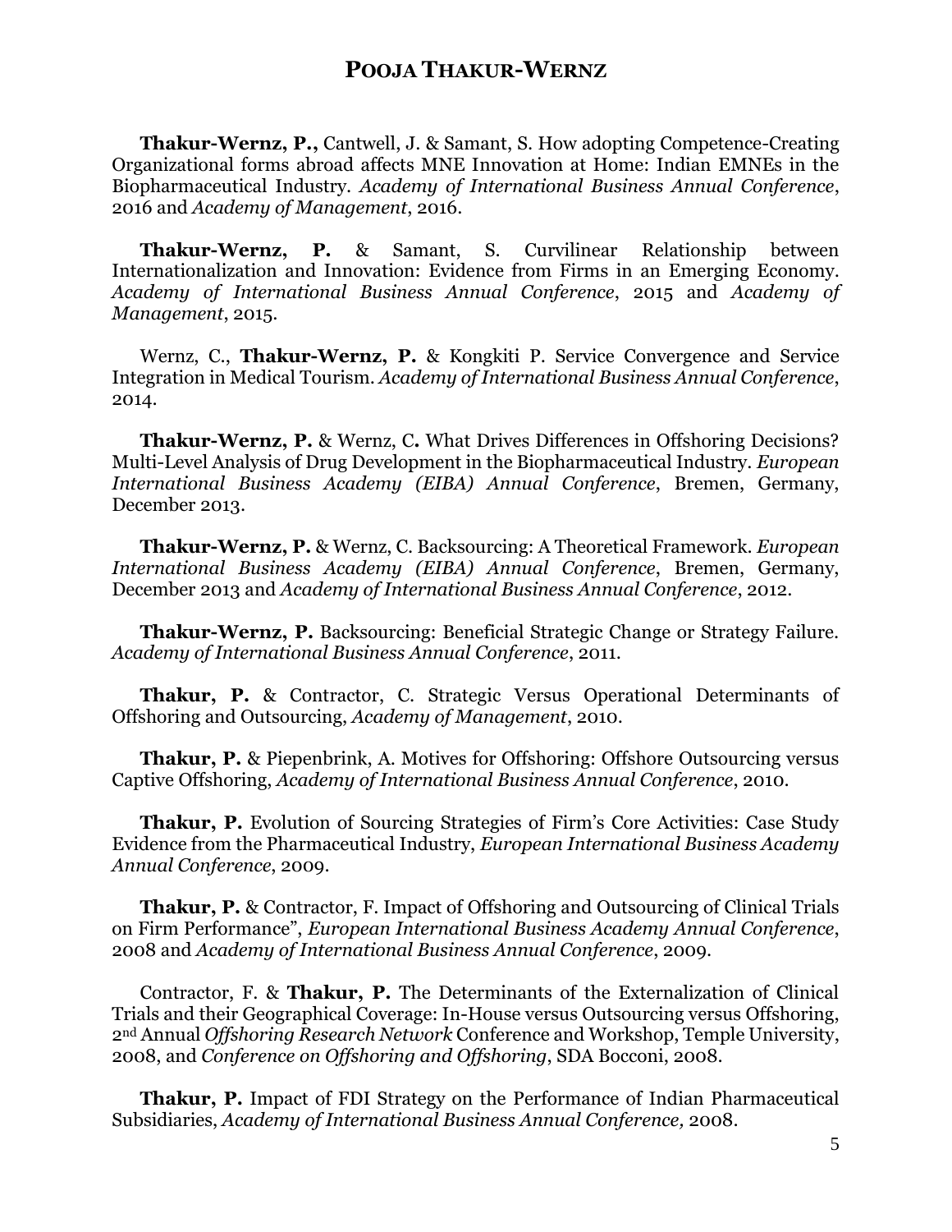**Thakur-Wernz, P.,** Cantwell, J. & Samant, S. How adopting Competence-Creating Organizational forms abroad affects MNE Innovation at Home: Indian EMNEs in the Biopharmaceutical Industry. *Academy of International Business Annual Conference*, 2016 and *Academy of Management*, 2016.

**Thakur-Wernz, P.** & Samant, S. Curvilinear Relationship between Internationalization and Innovation: Evidence from Firms in an Emerging Economy. *Academy of International Business Annual Conference*, 2015 and *Academy of Management*, 2015.

Wernz, C., **Thakur-Wernz, P.** & Kongkiti P. Service Convergence and Service Integration in Medical Tourism. *Academy of International Business Annual Conference*, 2014.

**Thakur-Wernz, P.** & Wernz, C**.** What Drives Differences in Offshoring Decisions? Multi-Level Analysis of Drug Development in the Biopharmaceutical Industry. *European International Business Academy (EIBA) Annual Conference*, Bremen, Germany, December 2013.

**Thakur-Wernz, P.** & Wernz, C. Backsourcing: A Theoretical Framework. *European International Business Academy (EIBA) Annual Conference*, Bremen, Germany, December 2013 and *Academy of International Business Annual Conference*, 2012.

**Thakur-Wernz, P.** Backsourcing: Beneficial Strategic Change or Strategy Failure. *Academy of International Business Annual Conference*, 2011.

**Thakur, P.** & Contractor, C. Strategic Versus Operational Determinants of Offshoring and Outsourcing, *Academy of Management*, 2010.

**Thakur, P.** & Piepenbrink, A. Motives for Offshoring: Offshore Outsourcing versus Captive Offshoring, *Academy of International Business Annual Conference*, 2010.

**Thakur, P.** Evolution of Sourcing Strategies of Firm's Core Activities: Case Study Evidence from the Pharmaceutical Industry, *European International Business Academy Annual Conference*, 2009.

**Thakur, P.** & Contractor, F. Impact of Offshoring and Outsourcing of Clinical Trials on Firm Performance", *European International Business Academy Annual Conference*, 2008 and *Academy of International Business Annual Conference*, 2009.

Contractor, F. & **Thakur, P.** The Determinants of the Externalization of Clinical Trials and their Geographical Coverage: In-House versus Outsourcing versus Offshoring, 2nd Annual *Offshoring Research Network* Conference and Workshop, Temple University, 2008, and *Conference on Offshoring and Offshoring*, SDA Bocconi, 2008.

**Thakur, P.** Impact of FDI Strategy on the Performance of Indian Pharmaceutical Subsidiaries, *Academy of International Business Annual Conference,* 2008.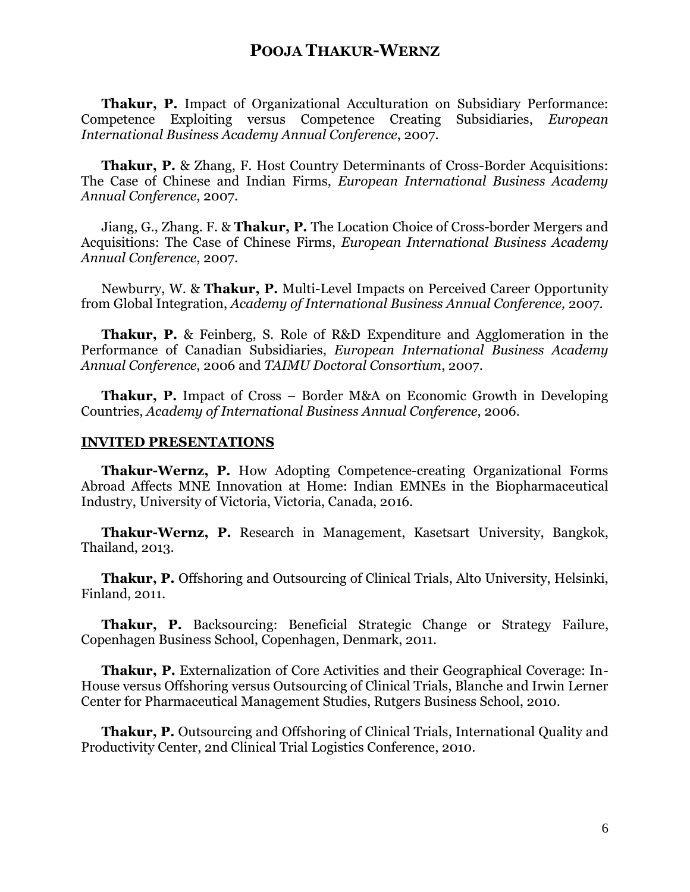**Thakur, P.** Impact of Organizational Acculturation on Subsidiary Performance: Competence Exploiting versus Competence Creating Subsidiaries, *European International Business Academy Annual Conference*, 2007.

**Thakur, P.** & Zhang, F. Host Country Determinants of Cross-Border Acquisitions: The Case of Chinese and Indian Firms, *European International Business Academy Annual Conference*, 2007.

Jiang, G., Zhang. F. & **Thakur, P.** The Location Choice of Cross-border Mergers and Acquisitions: The Case of Chinese Firms, *European International Business Academy Annual Conference*, 2007.

Newburry, W. & **Thakur, P.** Multi-Level Impacts on Perceived Career Opportunity from Global Integration, *Academy of International Business Annual Conference,* 2007.

**Thakur, P.** & Feinberg, S. Role of R&D Expenditure and Agglomeration in the Performance of Canadian Subsidiaries, *European International Business Academy Annual Conference*, 2006 and *TAIMU Doctoral Consortium*, 2007.

**Thakur, P.** Impact of Cross – Border M&A on Economic Growth in Developing Countries, *Academy of International Business Annual Conference*, 2006.

## INVITED PRESENTATIONS

**Thakur-Wernz, P.** How Adopting Competence-creating Organizational Forms Abroad Affects MNE Innovation at Home: Indian EMNEs in the Biopharmaceutical Industry, University of Victoria, Victoria, Canada, 2016.

**Thakur-Wernz, P.** Research in Management, Kasetsart University, Bangkok, Thailand, 2013.

**Thakur, P.** Offshoring and Outsourcing of Clinical Trials, Alto University, Helsinki, Finland, 2011.

**Thakur, P.** Backsourcing: Beneficial Strategic Change or Strategy Failure, Copenhagen Business School, Copenhagen, Denmark, 2011.

**Thakur, P.** Externalization of Core Activities and their Geographical Coverage: In-House versus Offshoring versus Outsourcing of Clinical Trials, Blanche and Irwin Lerner Center for Pharmaceutical Management Studies, Rutgers Business School, 2010.

**Thakur, P.** Outsourcing and Offshoring of Clinical Trials, International Quality and Productivity Center, 2nd Clinical Trial Logistics Conference, 2010.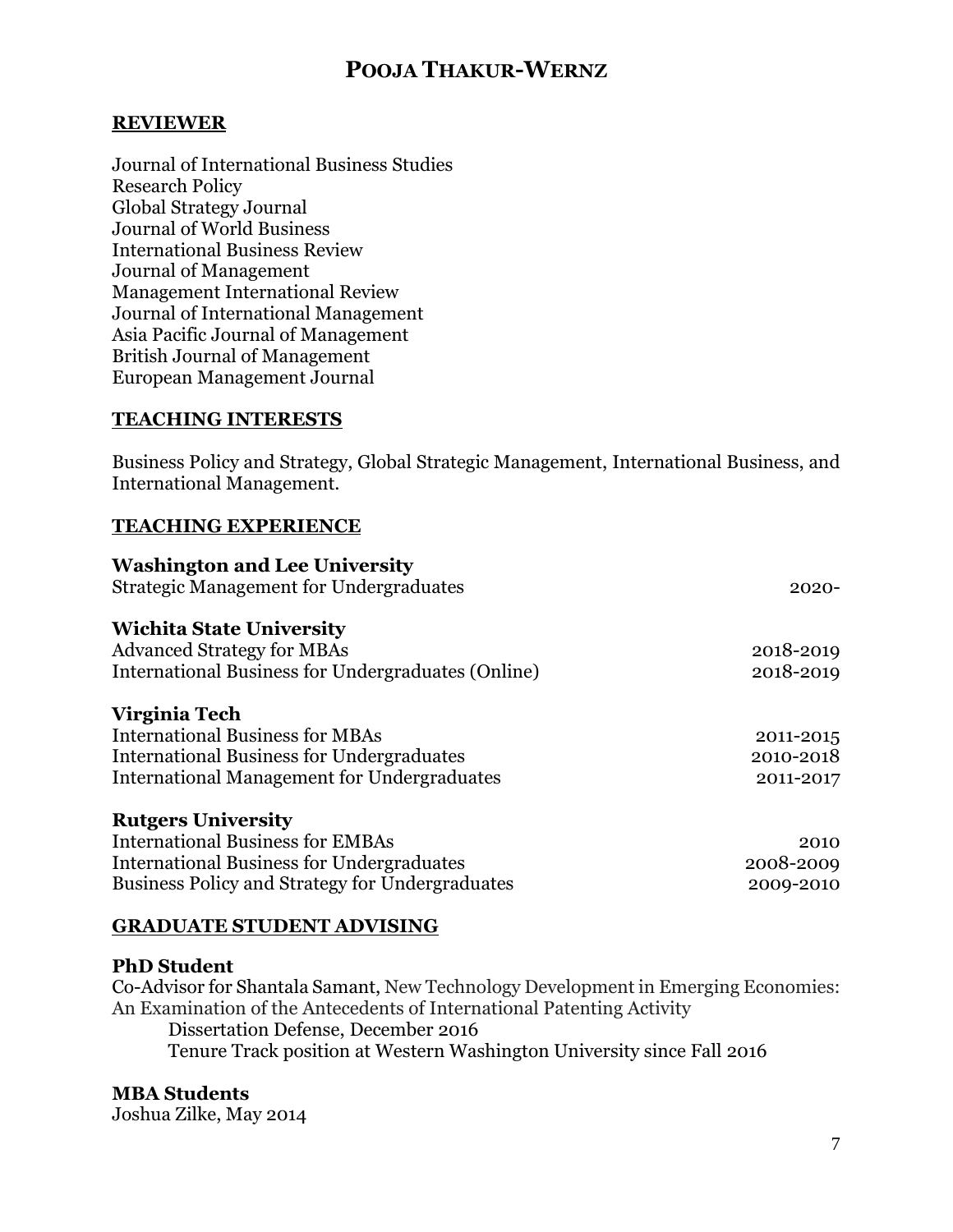## REVIEWER

Journal of International Business Studies
Research Policy
Global Strategy Journal
Journal of World Business
International Business Review
Journal of Management
Management International Review
Journal of International Management
Asia Pacific Journal of Management
British Journal of Management
European Management Journal

## TEACHING INTERESTS

Business Policy and Strategy, Global Strategic Management, International Business, and International Management.

## TEACHING EXPERIENCE

**Washington and Lee University**
Strategic Management for Undergraduates — 2020-

**Wichita State University**
Advanced Strategy for MBAs — 2018-2019
International Business for Undergraduates (Online) — 2018-2019

**Virginia Tech**
International Business for MBAs — 2011-2015
International Business for Undergraduates — 2010-2018
International Management for Undergraduates — 2011-2017

**Rutgers University**
International Business for EMBAs — 2010
International Business for Undergraduates — 2008-2009
Business Policy and Strategy for Undergraduates — 2009-2010

## GRADUATE STUDENT ADVISING

**PhD Student**
Co-Advisor for Shantala Samant, New Technology Development in Emerging Economies: An Examination of the Antecedents of International Patenting Activity
Dissertation Defense, December 2016
Tenure Track position at Western Washington University since Fall 2016

**MBA Students**
Joshua Zilke, May 2014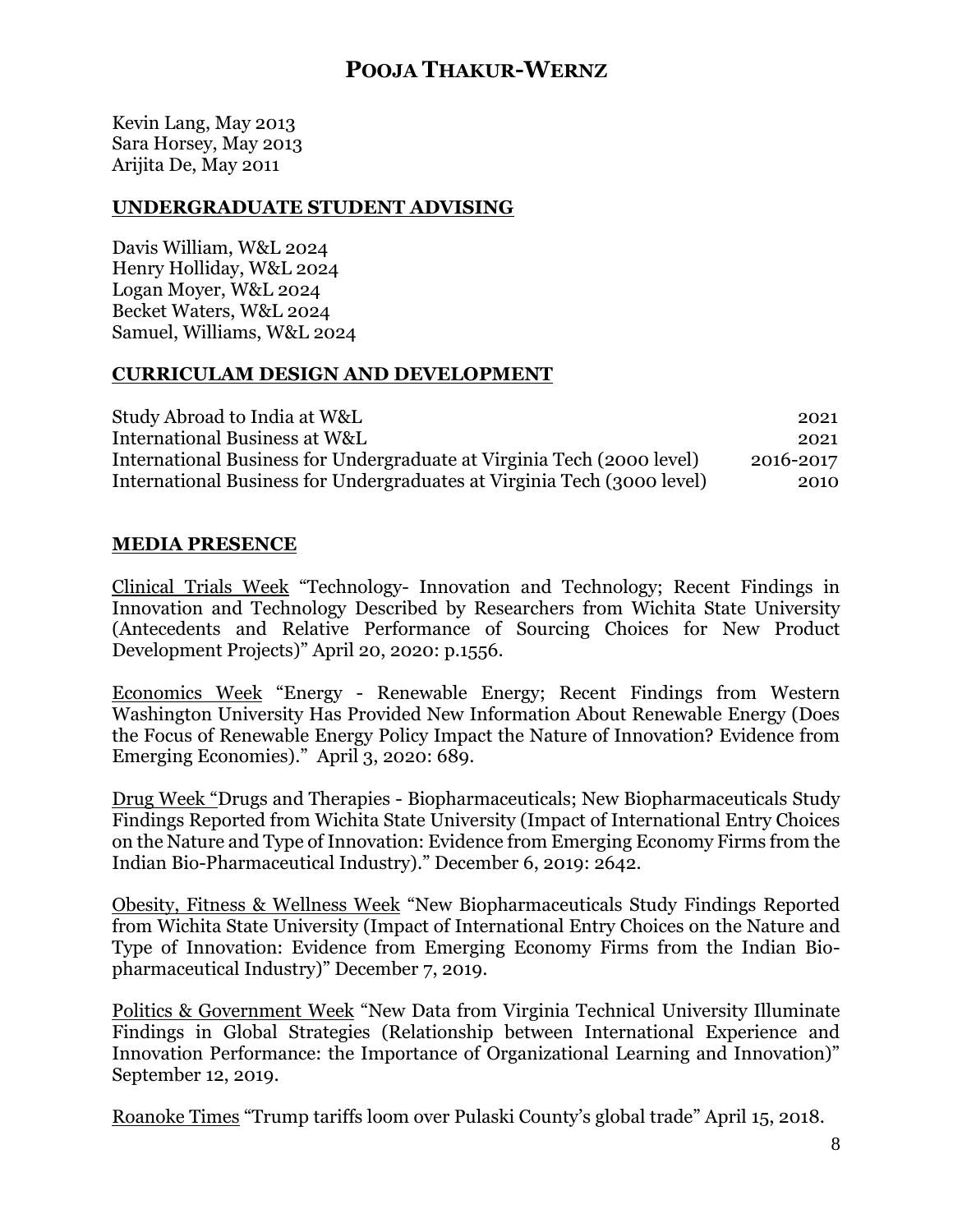Kevin Lang, May 2013
Sara Horsey, May 2013
Arijita De, May 2011

## UNDERGRADUATE STUDENT ADVISING

Davis William, W&L 2024
Henry Holliday, W&L 2024
Logan Moyer, W&L 2024
Becket Waters, W&L 2024
Samuel, Williams, W&L 2024

## CURRICULAM DESIGN AND DEVELOPMENT

| | |
|---|---|
| Study Abroad to India at W&L | 2021 |
| International Business at W&L | 2021 |
| International Business for Undergraduate at Virginia Tech (2000 level) | 2016-2017 |
| International Business for Undergraduates at Virginia Tech (3000 level) | 2010 |

## MEDIA PRESENCE

Clinical Trials Week "Technology- Innovation and Technology; Recent Findings in Innovation and Technology Described by Researchers from Wichita State University (Antecedents and Relative Performance of Sourcing Choices for New Product Development Projects)" April 20, 2020: p.1556.

Economics Week "Energy - Renewable Energy; Recent Findings from Western Washington University Has Provided New Information About Renewable Energy (Does the Focus of Renewable Energy Policy Impact the Nature of Innovation? Evidence from Emerging Economies)." April 3, 2020: 689.

Drug Week "Drugs and Therapies - Biopharmaceuticals; New Biopharmaceuticals Study Findings Reported from Wichita State University (Impact of International Entry Choices on the Nature and Type of Innovation: Evidence from Emerging Economy Firms from the Indian Bio-Pharmaceutical Industry)." December 6, 2019: 2642.

Obesity, Fitness & Wellness Week "New Biopharmaceuticals Study Findings Reported from Wichita State University (Impact of International Entry Choices on the Nature and Type of Innovation: Evidence from Emerging Economy Firms from the Indian Bio-pharmaceutical Industry)" December 7, 2019.

Politics & Government Week "New Data from Virginia Technical University Illuminate Findings in Global Strategies (Relationship between International Experience and Innovation Performance: the Importance of Organizational Learning and Innovation)" September 12, 2019.

Roanoke Times "Trump tariffs loom over Pulaski County's global trade" April 15, 2018.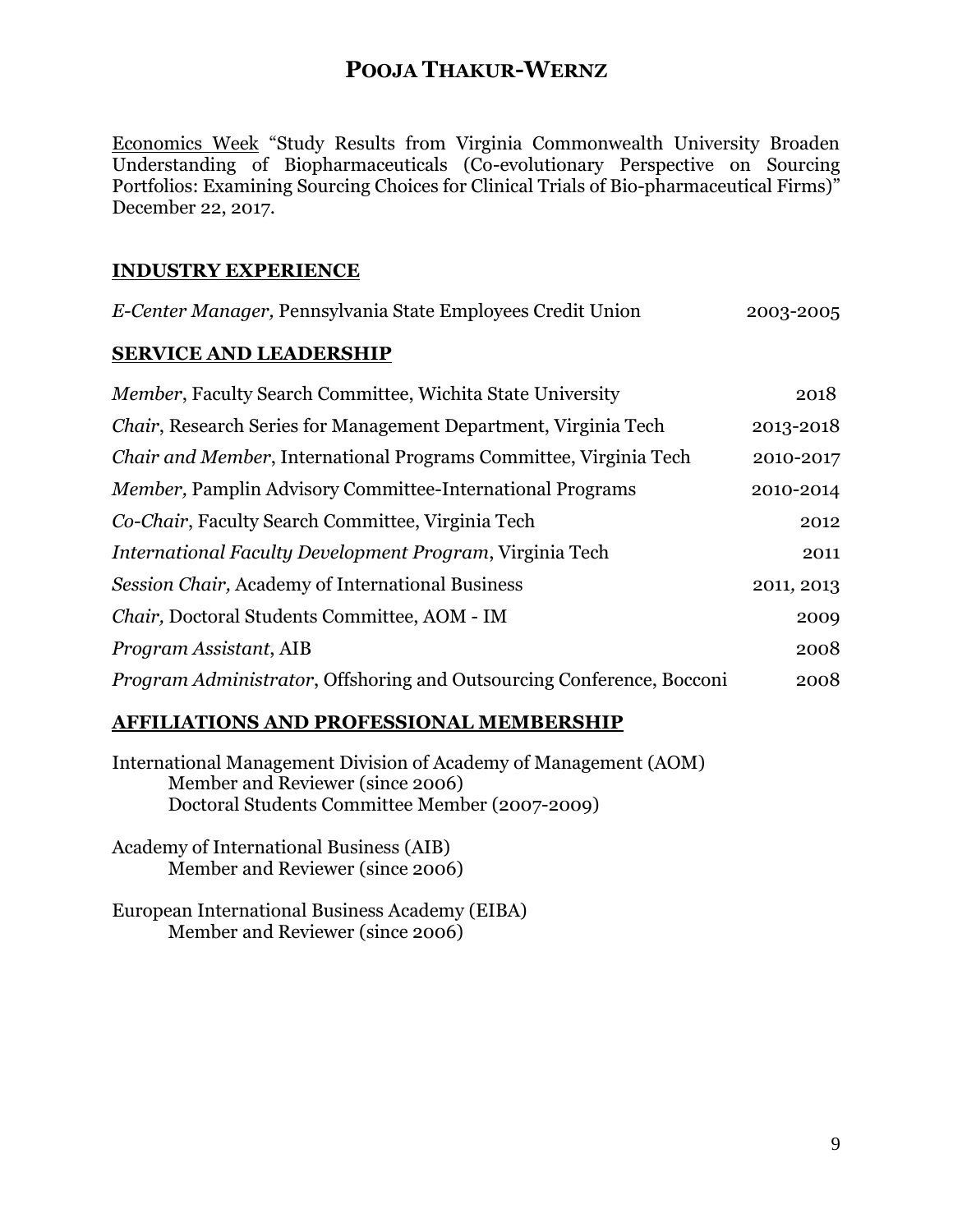Economics Week "Study Results from Virginia Commonwealth University Broaden Understanding of Biopharmaceuticals (Co-evolutionary Perspective on Sourcing Portfolios: Examining Sourcing Choices for Clinical Trials of Bio-pharmaceutical Firms)" December 22, 2017.

## INDUSTRY EXPERIENCE

*E-Center Manager,* Pennsylvania State Employees Credit Union 2003-2005

## SERVICE AND LEADERSHIP

*Member*, Faculty Search Committee, Wichita State University 2018

*Chair*, Research Series for Management Department, Virginia Tech 2013-2018

*Chair and Member*, International Programs Committee, Virginia Tech 2010-2017

*Member,* Pamplin Advisory Committee-International Programs 2010-2014

*Co-Chair*, Faculty Search Committee, Virginia Tech 2012

*International Faculty Development Program*, Virginia Tech 2011

*Session Chair,* Academy of International Business 2011, 2013

*Chair,* Doctoral Students Committee, AOM - IM 2009

*Program Assistant*, AIB 2008

*Program Administrator*, Offshoring and Outsourcing Conference, Bocconi 2008

## AFFILIATIONS AND PROFESSIONAL MEMBERSHIP

International Management Division of Academy of Management (AOM)
- Member and Reviewer (since 2006)
- Doctoral Students Committee Member (2007-2009)

Academy of International Business (AIB)
- Member and Reviewer (since 2006)

European International Business Academy (EIBA)
- Member and Reviewer (since 2006)